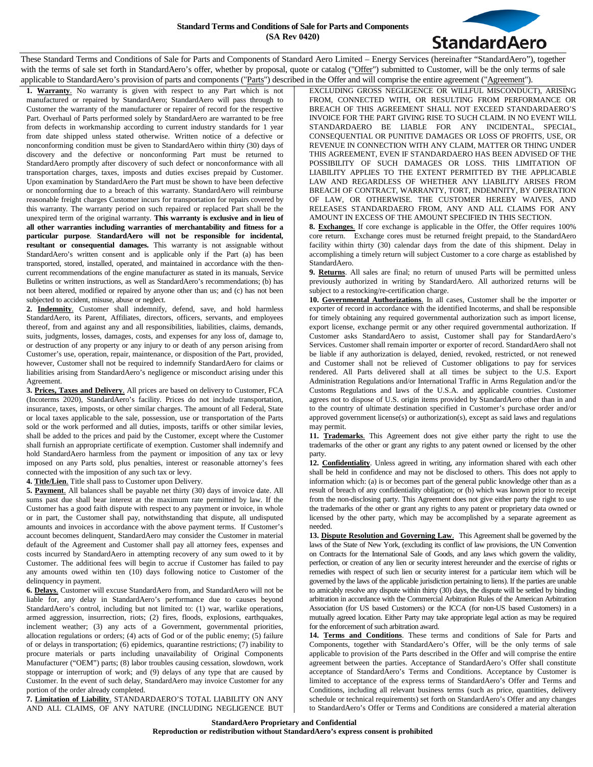# Standard Terms and Conditions of Sale for Parts and Components

**(SA Rev 0420)**

These Standard Terms and Conditions of Sale for Parts and Components of Standard Aero Limited – Energy Services (hereinafter "StandardAero"), together with the terms of sale set forth in StandardAero's offer, whether by proposal, quote or catalog ("Offer") submitted to Customer, will be the only terms of sale applicable to StandardAero's provision of parts and components ("Parts") described in the Offer and will comprise the entire agreement ("Agreement").

**1. Warranty**. No warranty is given with respect to any Part which is not manufactured or repaired by StandardAero; StandardAero will pass through to Customer the warranty of the manufacturer or repairer of record for the respective Part. Overhaul of Parts performed solely by StandardAero are warranted to be free from defects in workmanship according to current industry standards for 1 year from date shipped unless stated otherwise. Written notice of a defective or nonconforming condition must be given to StandardAero within thirty (30) days of discovery and the defective or nonconforming Part must be returned to StandardAero promptly after discovery of such defect or nonconformance with all transportation charges, taxes, imposts and duties excises prepaid by Customer. Upon examination by StandardAero the Part must be shown to have been defective or nonconforming due to a breach of this warranty. StandardAero will reimburse reasonable freight charges Customer incurs for transportation for repairs covered by this warranty. The warranty period on such repaired or replaced Part shall be the unexpired term of the original warranty. **This warranty is exclusive and in lieu of all other warranties including warranties of merchantability and fitness for a particular purpose**. **StandardAero will not be responsible for incidental, resultant or consequential damages.** This warranty is not assignable without StandardAero's written consent and is applicable only if the Part (a) has been transported, stored, installed, operated, and maintained in accordance with the then-current recommendations of the engine manufacturer as stated in its manuals, Service Bulletins or written instructions, as well as StandardAero's recommendations; (b) has not been altered, modified or repaired by anyone other than us; and (c) has not been subjected to accident, misuse, abuse or neglect.

**2. Indemnity**. Customer shall indemnify, defend, save, and hold harmless StandardAero, its Parent, Affiliates, directors, officers, servants, and employees thereof, from and against any and all responsibilities, liabilities, claims, demands, suits, judgments, losses, damages, costs, and expenses for any loss of, damage to, or destruction of any property or any injury to or death of any person arising from Customer's use, operation, repair, maintenance, or disposition of the Part, provided, however, Customer shall not be required to indemnify StandardAero for claims or liabilities arising from StandardAero's negligence or misconduct arising under this Agreement.

**3. Prices, Taxes and Delivery**. All prices are based on delivery to Customer, FCA (Incoterms 2020), StandardAero's facility. Prices do not include transportation, insurance, taxes, imposts, or other similar charges. The amount of all Federal, State or local taxes applicable to the sale, possession, use or transportation of the Parts sold or the work performed and all duties, imposts, tariffs or other similar levies, shall be added to the prices and paid by the Customer, except where the Customer shall furnish an appropriate certificate of exemption. Customer shall indemnify and hold StandardAero harmless from the payment or imposition of any tax or levy imposed on any Parts sold, plus penalties, interest or reasonable attorney's fees connected with the imposition of any such tax or levy.

**4. Title/Lien**. Title shall pass to Customer upon Delivery.

**5. Payment**. All balances shall be payable net thirty (30) days of invoice date. All sums past due shall bear interest at the maximum rate permitted by law. If the Customer has a good faith dispute with respect to any payment or invoice, in whole or in part, the Customer shall pay, notwithstanding that dispute, all undisputed amounts and invoices in accordance with the above payment terms. If Customer's account becomes delinquent, StandardAero may consider the Customer in material default of the Agreement and Customer shall pay all attorney fees, expenses and costs incurred by StandardAero in attempting recovery of any sum owed to it by Customer. The additional fees will begin to accrue if Customer has failed to pay any amounts owed within ten (10) days following notice to Customer of the delinquency in payment.

**6. Delays**. Customer will excuse StandardAero from, and StandardAero will not be liable for, any delay in StandardAero's performance due to causes beyond StandardAero's control, including but not limited to: (1) war, warlike operations, armed aggression, insurrection, riots; (2) fires, floods, explosions, earthquakes, inclement weather; (3) any acts of a Government, governmental priorities, allocation regulations or orders; (4) acts of God or of the public enemy; (5) failure of or delays in transportation; (6) epidemics, quarantine restrictions; (7) inability to procure materials or parts including unavailability of Original Components Manufacturer ("OEM") parts; (8) labor troubles causing cessation, slowdown, work stoppage or interruption of work; and (9) delays of any type that are caused by Customer. In the event of such delay, StandardAero may invoice Customer for any portion of the order already completed.

**7. Limitation of Liability**. STANDARDAERO'S TOTAL LIABILITY ON ANY AND ALL CLAIMS, OF ANY NATURE (INCLUDING NEGLIGENCE BUT EXCLUDING GROSS NEGLIGENCE OR WILLFUL MISCONDUCT), ARISING FROM, CONNECTED WITH, OR RESULTING FROM PERFORMANCE OR BREACH OF THIS AGREEMENT SHALL NOT EXCEED STANDARDAERO'S INVOICE FOR THE PART GIVING RISE TO SUCH CLAIM. IN NO EVENT WILL STANDARDAERO BE LIABLE FOR ANY INCIDENTAL, SPECIAL, CONSEQUENTIAL OR PUNITIVE DAMAGES OR LOSS OF PROFITS, USE, OR REVENUE IN CONNECTION WITH ANY CLAIM, MATTER OR THING UNDER THIS AGREEMENT, EVEN IF STANDARDAERO HAS BEEN ADVISED OF THE POSSIBILITY OF SUCH DAMAGES OR LOSS. THIS LIMITATION OF LIABILITY APPLIES TO THE EXTENT PERMITTED BY THE APPLICABLE LAW AND REGARDLESS OF WHETHER ANY LIABILITY ARISES FROM BREACH OF CONTRACT, WARRANTY, TORT, INDEMNITY, BY OPERATION OF LAW, OR OTHERWISE. THE CUSTOMER HEREBY WAIVES, AND RELEASES STANDARDAERO FROM, ANY AND ALL CLAIMS FOR ANY AMOUNT IN EXCESS OF THE AMOUNT SPECIFIED IN THIS SECTION.

**8. Exchanges**. If core exchange is applicable in the Offer, the Offer requires 100% core return. Exchange cores must be returned freight prepaid, to the StandardAero facility within thirty (30) calendar days from the date of this shipment. Delay in accomplishing a timely return will subject Customer to a core charge as established by StandardAero.

**9. Returns**. All sales are final; no return of unused Parts will be permitted unless previously authorized in writing by StandardAero. All authorized returns will be subject to a restocking/re-certification charge.

**10. Governmental Authorizations**. In all cases, Customer shall be the importer or exporter of record in accordance with the identified Incoterms, and shall be responsible for timely obtaining any required governmental authorization such as import license, export license, exchange permit or any other required governmental authorization. If Customer asks StandardAero to assist, Customer shall pay for StandardAero's Services. Customer shall remain importer or exporter of record. StandardAero shall not be liable if any authorization is delayed, denied, revoked, restricted, or not renewed and Customer shall not be relieved of Customer obligations to pay for services rendered. All Parts delivered shall at all times be subject to the U.S. Export Administration Regulations and/or International Traffic in Arms Regulation and/or the Customs Regulations and laws of the U.S.A. and applicable countries. Customer agrees not to dispose of U.S. origin items provided by StandardAero other than in and to the country of ultimate destination specified in Customer's purchase order and/or approved government license(s) or authorization(s), except as said laws and regulations may permit.

**11. Trademarks**. This Agreement does not give either party the right to use the trademarks of the other or grant any rights to any patent owned or licensed by the other party.

**12. Confidentiality**. Unless agreed in writing, any information shared with each other shall be held in confidence and may not be disclosed to others. This does not apply to information which: (a) is or becomes part of the general public knowledge other than as a result of breach of any confidentiality obligation; or (b) which was known prior to receipt from the non-disclosing party. This Agreement does not give either party the right to use the trademarks of the other or grant any rights to any patent or proprietary data owned or licensed by the other party, which may be accomplished by a separate agreement as needed.

**13. Dispute Resolution and Governing Law**. This Agreement shall be governed by the laws of the State of New York, (excluding its conflict of law provisions, the UN Convention on Contracts for the International Sale of Goods, and any laws which govern the validity, perfection, or creation of any lien or security interest hereunder and the exercise of rights or remedies with respect of such lien or security interest for a particular item which will be governed by the laws of the applicable jurisdiction pertaining to liens). If the parties are unable to amicably resolve any dispute within thirty (30) days, the dispute will be settled by binding arbitration in accordance with the Commercial Arbitration Rules of the American Arbitration Association (for US based Customers) or the ICCA (for non-US based Customers) in a mutually agreed location. Either Party may take appropriate legal action as may be required for the enforcement of such arbitration award.

**14. Terms and Conditions**. These terms and conditions of Sale for Parts and Components, together with StandardAero's Offer, will be the only terms of sale applicable to provision of the Parts described in the Offer and will comprise the entire agreement between the parties. Acceptance of StandardAero's Offer shall constitute acceptance of StandardAero's Terms and Conditions. Acceptance by Customer is limited to acceptance of the express terms of StandardAero's Offer and Terms and Conditions, including all relevant business terms (such as price, quantities, delivery schedule or technical requirements) set forth on StandardAero's Offer and any changes to StandardAero's Offer or Terms and Conditions are considered a material alteration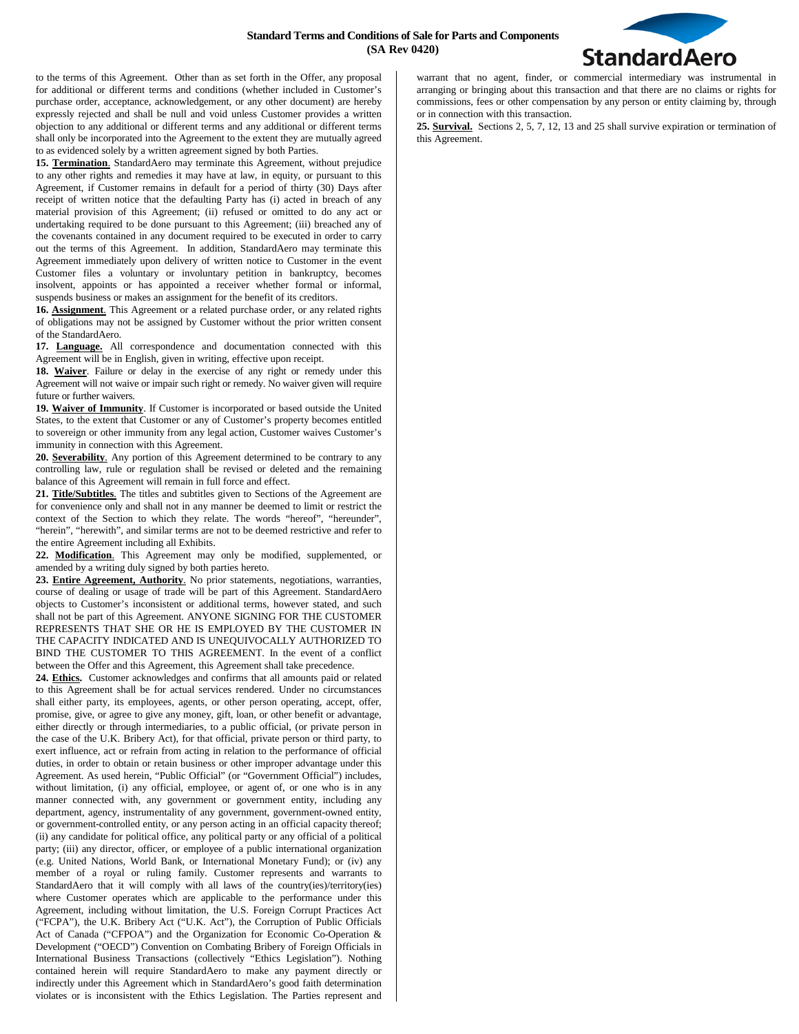to the terms of this Agreement. Other than as set forth in the Offer, any proposal for additional or different terms and conditions (whether included in Customer's purchase order, acceptance, acknowledgement, or any other document) are hereby expressly rejected and shall be null and void unless Customer provides a written objection to any additional or different terms and any additional or different terms shall only be incorporated into the Agreement to the extent they are mutually agreed to as evidenced solely by a written agreement signed by both Parties.

**15. Termination**. StandardAero may terminate this Agreement, without prejudice to any other rights and remedies it may have at law, in equity, or pursuant to this Agreement, if Customer remains in default for a period of thirty (30) Days after receipt of written notice that the defaulting Party has (i) acted in breach of any material provision of this Agreement; (ii) refused or omitted to do any act or undertaking required to be done pursuant to this Agreement; (iii) breached any of the covenants contained in any document required to be executed in order to carry out the terms of this Agreement. In addition, StandardAero may terminate this Agreement immediately upon delivery of written notice to Customer in the event Customer files a voluntary or involuntary petition in bankruptcy, becomes insolvent, appoints or has appointed a receiver whether formal or informal, suspends business or makes an assignment for the benefit of its creditors.

**16. Assignment**. This Agreement or a related purchase order, or any related rights of obligations may not be assigned by Customer without the prior written consent of the StandardAero.

**17. Language.** All correspondence and documentation connected with this Agreement will be in English, given in writing, effective upon receipt.

**18. Waiver**. Failure or delay in the exercise of any right or remedy under this Agreement will not waive or impair such right or remedy. No waiver given will require future or further waivers.

**19. Waiver of Immunity**. If Customer is incorporated or based outside the United States, to the extent that Customer or any of Customer's property becomes entitled to sovereign or other immunity from any legal action, Customer waives Customer's immunity in connection with this Agreement.

**20. Severability**. Any portion of this Agreement determined to be contrary to any controlling law, rule or regulation shall be revised or deleted and the remaining balance of this Agreement will remain in full force and effect.

**21. Title/Subtitles**. The titles and subtitles given to Sections of the Agreement are for convenience only and shall not in any manner be deemed to limit or restrict the context of the Section to which they relate. The words "hereof", "hereunder", "herein", "herewith", and similar terms are not to be deemed restrictive and refer to the entire Agreement including all Exhibits.

**22. Modification**. This Agreement may only be modified, supplemented, or amended by a writing duly signed by both parties hereto.

**23. Entire Agreement, Authority**. No prior statements, negotiations, warranties, course of dealing or usage of trade will be part of this Agreement. StandardAero objects to Customer's inconsistent or additional terms, however stated, and such shall not be part of this Agreement. ANYONE SIGNING FOR THE CUSTOMER REPRESENTS THAT SHE OR HE IS EMPLOYED BY THE CUSTOMER IN THE CAPACITY INDICATED AND IS UNEQUIVOCALLY AUTHORIZED TO BIND THE CUSTOMER TO THIS AGREEMENT. In the event of a conflict between the Offer and this Agreement, this Agreement shall take precedence.

**24. Ethics.** Customer acknowledges and confirms that all amounts paid or related to this Agreement shall be for actual services rendered. Under no circumstances shall either party, its employees, agents, or other person operating, accept, offer, promise, give, or agree to give any money, gift, loan, or other benefit or advantage, either directly or through intermediaries, to a public official, (or private person in the case of the U.K. Bribery Act), for that official, private person or third party, to exert influence, act or refrain from acting in relation to the performance of official duties, in order to obtain or retain business or other improper advantage under this Agreement. As used herein, "Public Official" (or "Government Official") includes, without limitation, (i) any official, employee, or agent of, or one who is in any manner connected with, any government or government entity, including any department, agency, instrumentality of any government, government-owned entity, or government-controlled entity, or any person acting in an official capacity thereof; (ii) any candidate for political office, any political party or any official of a political party; (iii) any director, officer, or employee of a public international organization (e.g. United Nations, World Bank, or International Monetary Fund); or (iv) any member of a royal or ruling family. Customer represents and warrants to StandardAero that it will comply with all laws of the country(ies)/territory(ies) where Customer operates which are applicable to the performance under this Agreement, including without limitation, the U.S. Foreign Corrupt Practices Act ("FCPA"), the U.K. Bribery Act ("U.K. Act"), the Corruption of Public Officials Act of Canada ("CFPOA") and the Organization for Economic Co-Operation & Development ("OECD") Convention on Combating Bribery of Foreign Officials in International Business Transactions (collectively "Ethics Legislation"). Nothing contained herein will require StandardAero to make any payment directly or indirectly under this Agreement which in StandardAero's good faith determination violates or is inconsistent with the Ethics Legislation. The Parties represent and warrant that no agent, finder, or commercial intermediary was instrumental in arranging or bringing about this transaction and that there are no claims or rights for commissions, fees or other compensation by any person or entity claiming by, through or in connection with this transaction.

**25. Survival.** Sections 2, 5, 7, 12, 13 and 25 shall survive expiration or termination of this Agreement.